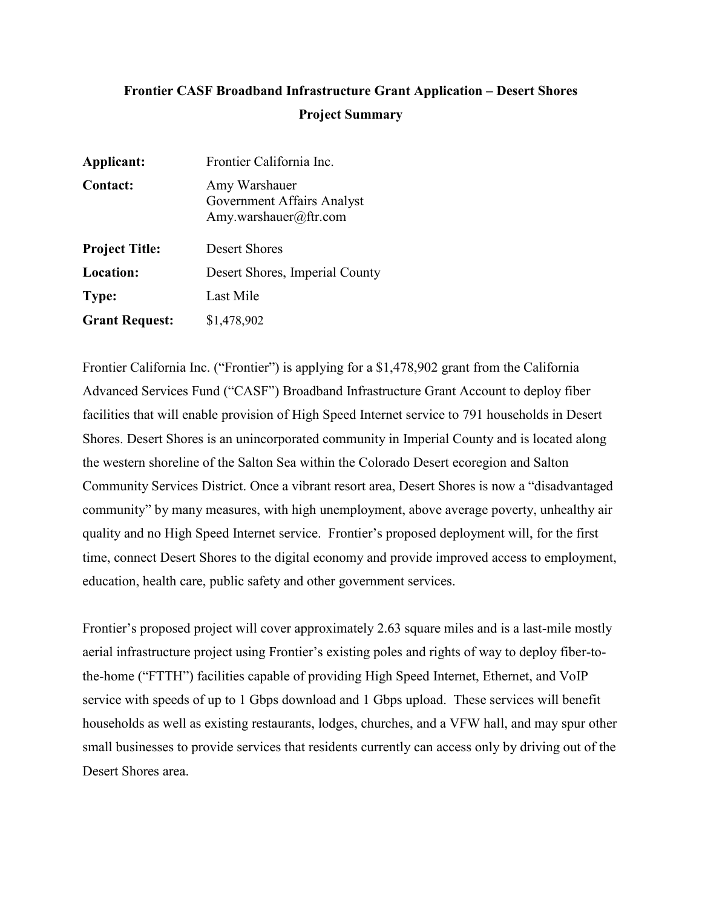# Frontier CASF Broadband Infrastructure Grant Application – Desert Shores Project Summary

| | |
|---|---|
| **Applicant:** | Frontier California Inc. |
| **Contact:** | Amy Warshauer<br>Government Affairs Analyst<br>Amy.warshauer@ftr.com |
| **Project Title:** | Desert Shores |
| **Location:** | Desert Shores, Imperial County |
| **Type:** | Last Mile |
| **Grant Request:** | $1,478,902 |

Frontier California Inc. ("Frontier") is applying for a $1,478,902 grant from the California Advanced Services Fund ("CASF") Broadband Infrastructure Grant Account to deploy fiber facilities that will enable provision of High Speed Internet service to 791 households in Desert Shores. Desert Shores is an unincorporated community in Imperial County and is located along the western shoreline of the Salton Sea within the Colorado Desert ecoregion and Salton Community Services District. Once a vibrant resort area, Desert Shores is now a "disadvantaged community" by many measures, with high unemployment, above average poverty, unhealthy air quality and no High Speed Internet service. Frontier's proposed deployment will, for the first time, connect Desert Shores to the digital economy and provide improved access to employment, education, health care, public safety and other government services.

Frontier's proposed project will cover approximately 2.63 square miles and is a last-mile mostly aerial infrastructure project using Frontier's existing poles and rights of way to deploy fiber-to-the-home ("FTTH") facilities capable of providing High Speed Internet, Ethernet, and VoIP service with speeds of up to 1 Gbps download and 1 Gbps upload. These services will benefit households as well as existing restaurants, lodges, churches, and a VFW hall, and may spur other small businesses to provide services that residents currently can access only by driving out of the Desert Shores area.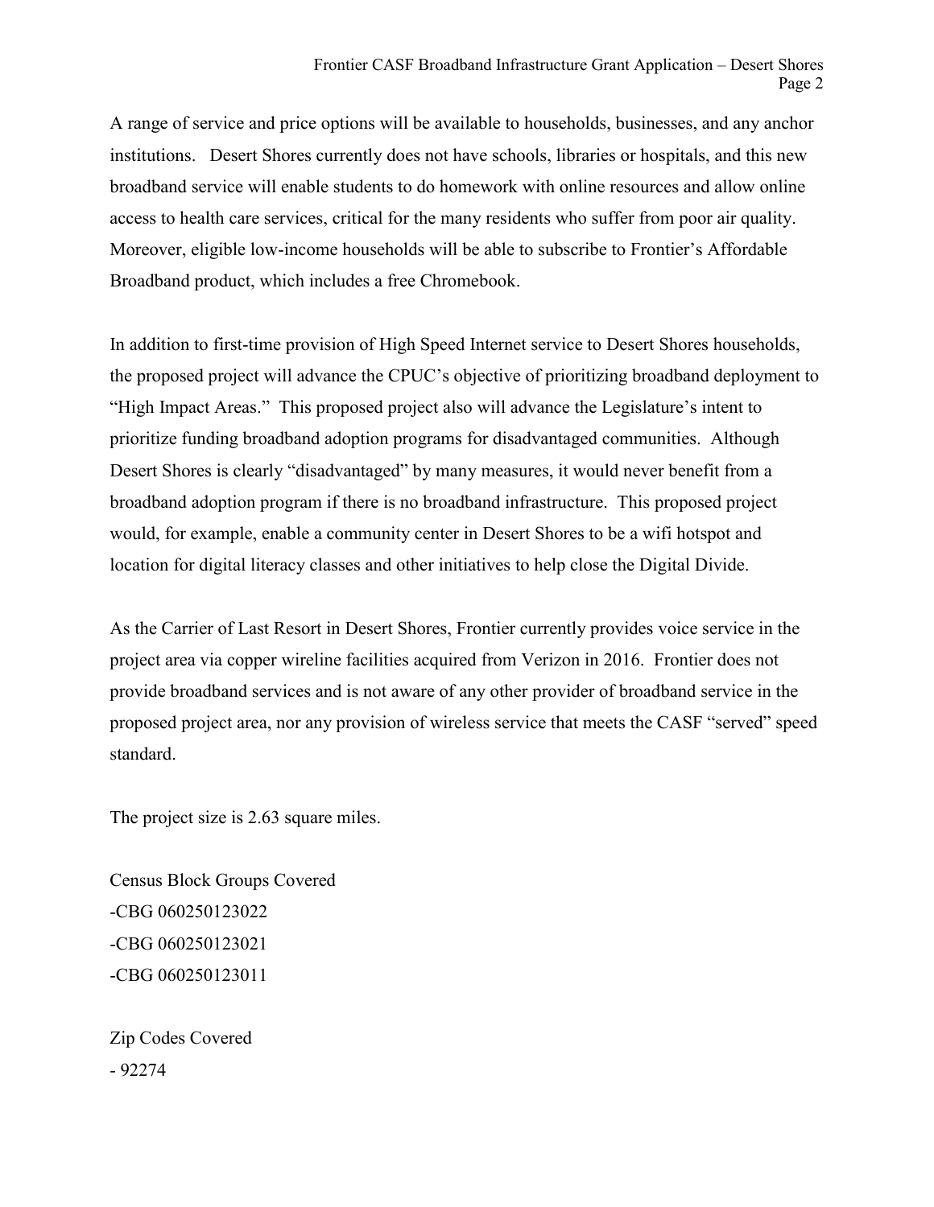A range of service and price options will be available to households, businesses, and any anchor institutions. Desert Shores currently does not have schools, libraries or hospitals, and this new broadband service will enable students to do homework with online resources and allow online access to health care services, critical for the many residents who suffer from poor air quality. Moreover, eligible low-income households will be able to subscribe to Frontier's Affordable Broadband product, which includes a free Chromebook.

In addition to first-time provision of High Speed Internet service to Desert Shores households, the proposed project will advance the CPUC's objective of prioritizing broadband deployment to "High Impact Areas." This proposed project also will advance the Legislature's intent to prioritize funding broadband adoption programs for disadvantaged communities. Although Desert Shores is clearly "disadvantaged" by many measures, it would never benefit from a broadband adoption program if there is no broadband infrastructure. This proposed project would, for example, enable a community center in Desert Shores to be a wifi hotspot and location for digital literacy classes and other initiatives to help close the Digital Divide.

As the Carrier of Last Resort in Desert Shores, Frontier currently provides voice service in the project area via copper wireline facilities acquired from Verizon in 2016. Frontier does not provide broadband services and is not aware of any other provider of broadband service in the proposed project area, nor any provision of wireless service that meets the CASF "served" speed standard.

The project size is 2.63 square miles.

Census Block Groups Covered
- CBG 060250123022
- CBG 060250123021
- CBG 060250123011

Zip Codes Covered
- 92274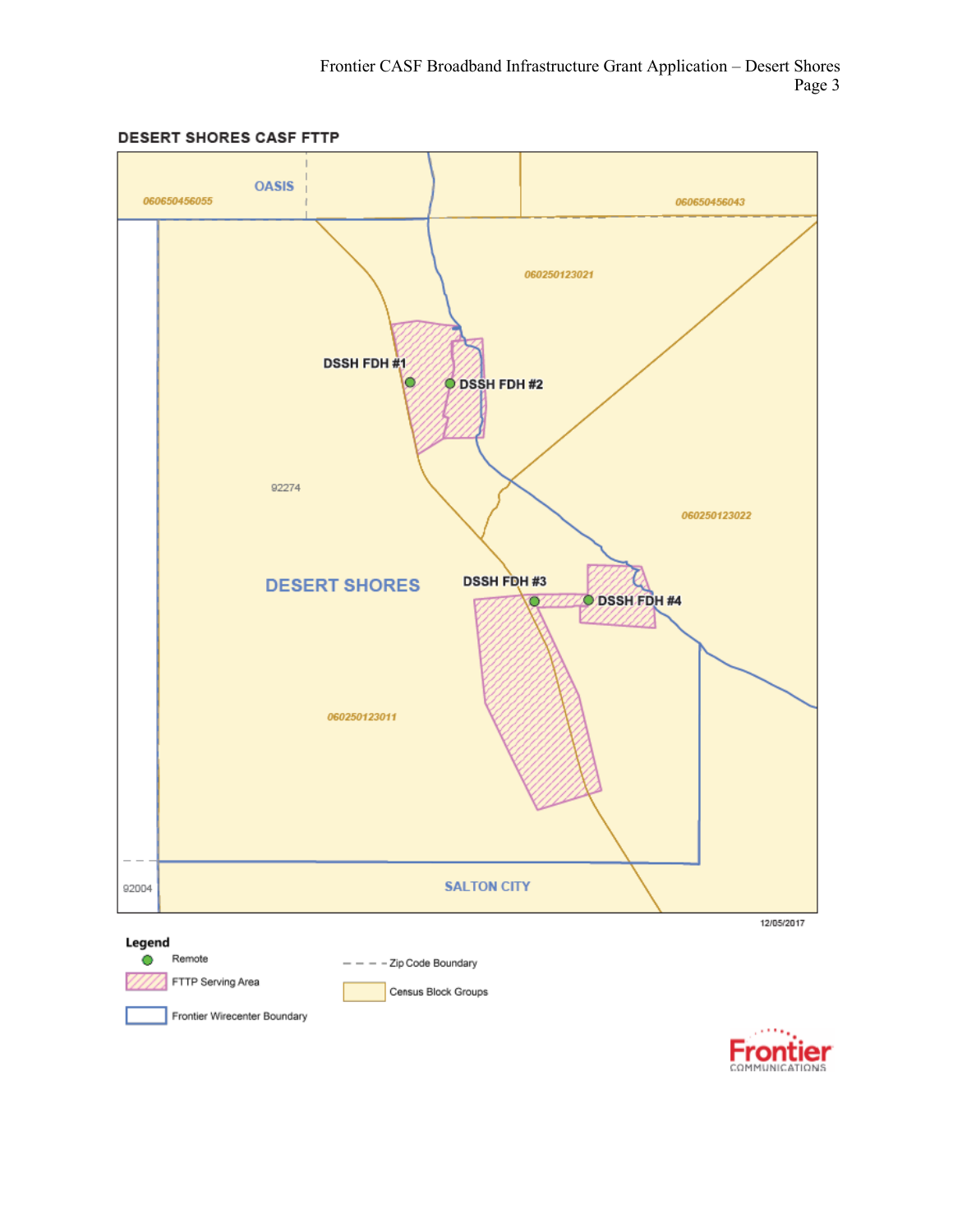## DESERT SHORES CASF FTTP

OASIS

060650456055

060650456043

060250123021

DSSH FDH #1

DSSH FDH #2

92274

060250123022

DESERT SHORES

DSSH FDH #3

DSSH FDH #4

060250123011

92004

SALTON CITY

12/05/2017

**Legend**

Remote

FTTP Serving Area

Frontier Wirecenter Boundary

Zip Code Boundary

Census Block Groups

Frontier COMMUNICATIONS